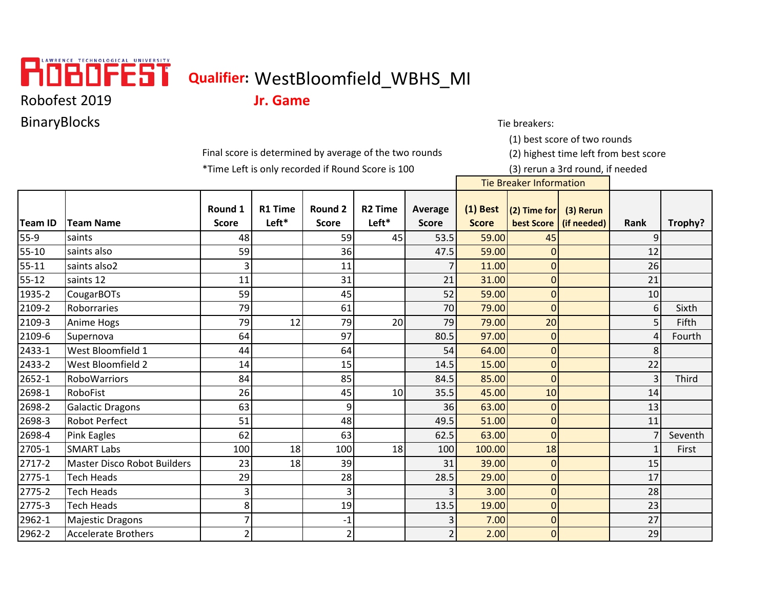# ROBOFEST

LAWRENCE TECHNOLOGICAL UNIVERSITY

Robofest 2019

BinaryBlocks

**Qualifier:** WestBloomfield_WBHS_MI

**Jr. Game**

Final score is determined by average of the two rounds

*Time Left is only recorded if Round Score is 100

Tie breakers:

(1) best score of two rounds

(2) highest time left from best score

(3) rerun a 3rd round, if needed

| | | | | | | | Tie Breaker Information | | | | |
|---|---|---|---|---|---|---|---|---|---|---|---|
| Team ID | Team Name | Round 1 Score | R1 Time Left* | Round 2 Score | R2 Time Left* | Average Score | (1) Best Score | (2) Time for best Score | (3) Rerun (if needed) | Rank | Trophy? |
| 55-9 | saints | 48 | | 59 | 45 | 53.5 | 59.00 | 45 | | 9 | |
| 55-10 | saints also | 59 | | 36 | | 47.5 | 59.00 | 0 | | 12 | |
| 55-11 | saints also2 | 3 | | 11 | | 7 | 11.00 | 0 | | 26 | |
| 55-12 | saints 12 | 11 | | 31 | | 21 | 31.00 | 0 | | 21 | |
| 1935-2 | CougarBOTs | 59 | | 45 | | 52 | 59.00 | 0 | | 10 | |
| 2109-2 | Roborraries | 79 | | 61 | | 70 | 79.00 | 0 | | 6 | Sixth |
| 2109-3 | Anime Hogs | 79 | 12 | 79 | 20 | 79 | 79.00 | 20 | | 5 | Fifth |
| 2109-6 | Supernova | 64 | | 97 | | 80.5 | 97.00 | 0 | | 4 | Fourth |
| 2433-1 | West Bloomfield 1 | 44 | | 64 | | 54 | 64.00 | 0 | | 8 | |
| 2433-2 | West Bloomfield 2 | 14 | | 15 | | 14.5 | 15.00 | 0 | | 22 | |
| 2652-1 | RoboWarriors | 84 | | 85 | | 84.5 | 85.00 | 0 | | 3 | Third |
| 2698-1 | RoboFist | 26 | | 45 | 10 | 35.5 | 45.00 | 10 | | 14 | |
| 2698-2 | Galactic Dragons | 63 | | 9 | | 36 | 63.00 | 0 | | 13 | |
| 2698-3 | Robot Perfect | 51 | | 48 | | 49.5 | 51.00 | 0 | | 11 | |
| 2698-4 | Pink Eagles | 62 | | 63 | | 62.5 | 63.00 | 0 | | 7 | Seventh |
| 2705-1 | SMART Labs | 100 | 18 | 100 | 18 | 100 | 100.00 | 18 | | 1 | First |
| 2717-2 | Master Disco Robot Builders | 23 | 18 | 39 | | 31 | 39.00 | 0 | | 15 | |
| 2775-1 | Tech Heads | 29 | | 28 | | 28.5 | 29.00 | 0 | | 17 | |
| 2775-2 | Tech Heads | 3 | | 3 | | 3 | 3.00 | 0 | | 28 | |
| 2775-3 | Tech Heads | 8 | | 19 | | 13.5 | 19.00 | 0 | | 23 | |
| 2962-1 | Majestic Dragons | 7 | | -1 | | 3 | 7.00 | 0 | | 27 | |
| 2962-2 | Accelerate Brothers | 2 | | 2 | | 2 | 2.00 | 0 | | 29 | |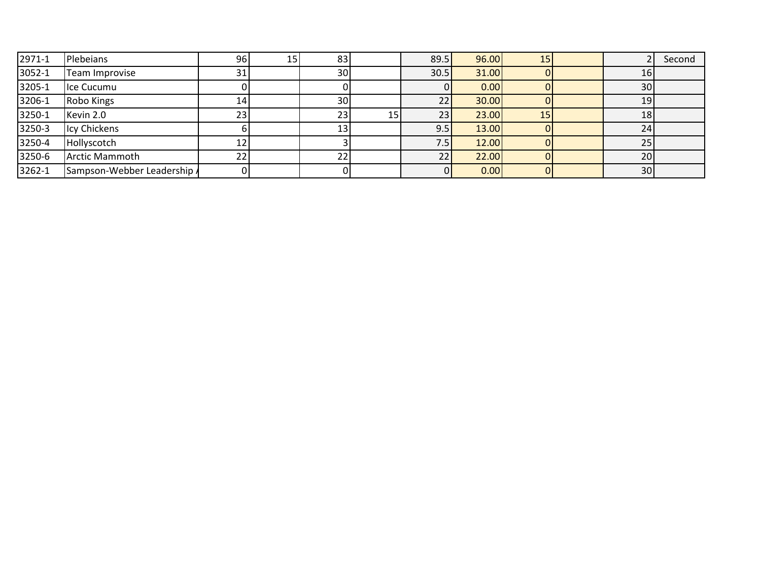| | | | | | | | | | | | |
|---|---|---|---|---|---|---|---|---|---|---|---|
| 2971-1 | Plebeians | 96 | 15 | 83 | | 89.5 | 96.00 | 15 | | 2 | Second |
| 3052-1 | Team Improvise | 31 | | 30 | | 30.5 | 31.00 | 0 | | 16 | |
| 3205-1 | Ice Cucumu | 0 | | 0 | | 0 | 0.00 | 0 | | 30 | |
| 3206-1 | Robo Kings | 14 | | 30 | | 22 | 30.00 | 0 | | 19 | |
| 3250-1 | Kevin 2.0 | 23 | | 23 | 15 | 23 | 23.00 | 15 | | 18 | |
| 3250-3 | Icy Chickens | 6 | | 13 | | 9.5 | 13.00 | 0 | | 24 | |
| 3250-4 | Hollyscotch | 12 | | 3 | | 7.5 | 12.00 | 0 | | 25 | |
| 3250-6 | Arctic Mammoth | 22 | | 22 | | 22 | 22.00 | 0 | | 20 | |
| 3262-1 | Sampson-Webber Leadership A | 0 | | 0 | | 0 | 0.00 | 0 | | 30 | |